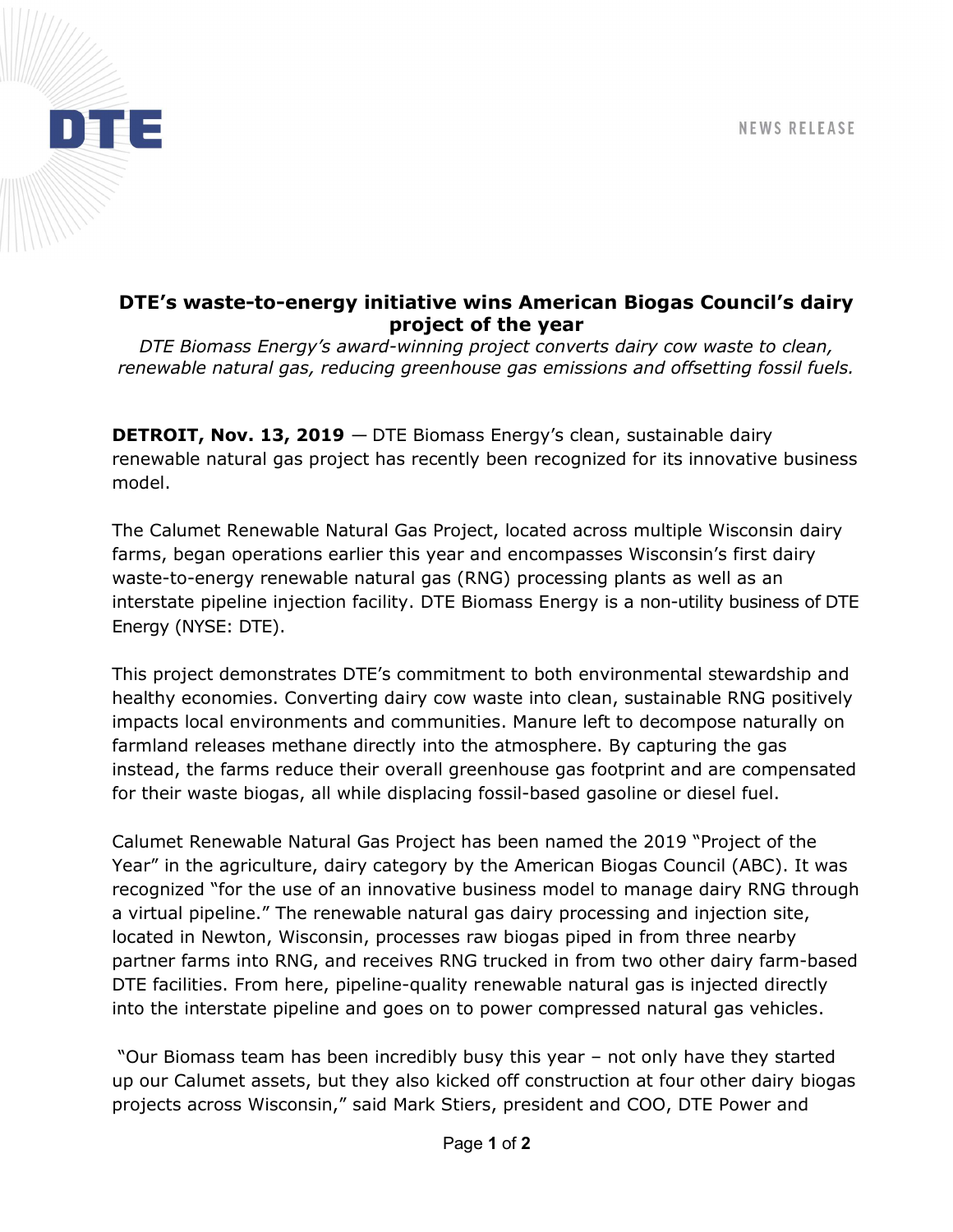DTE

NEWS RELEASE

# DTE's waste-to-energy initiative wins American Biogas Council's dairy project of the year

*DTE Biomass Energy's award-winning project converts dairy cow waste to clean, renewable natural gas, reducing greenhouse gas emissions and offsetting fossil fuels.*

**DETROIT, Nov. 13, 2019** — DTE Biomass Energy's clean, sustainable dairy renewable natural gas project has recently been recognized for its innovative business model.

The Calumet Renewable Natural Gas Project, located across multiple Wisconsin dairy farms, began operations earlier this year and encompasses Wisconsin's first dairy waste-to-energy renewable natural gas (RNG) processing plants as well as an interstate pipeline injection facility. DTE Biomass Energy is a non-utility business of DTE Energy (NYSE: DTE).

This project demonstrates DTE's commitment to both environmental stewardship and healthy economies. Converting dairy cow waste into clean, sustainable RNG positively impacts local environments and communities. Manure left to decompose naturally on farmland releases methane directly into the atmosphere. By capturing the gas instead, the farms reduce their overall greenhouse gas footprint and are compensated for their waste biogas, all while displacing fossil-based gasoline or diesel fuel.

Calumet Renewable Natural Gas Project has been named the 2019 "Project of the Year" in the agriculture, dairy category by the American Biogas Council (ABC). It was recognized "for the use of an innovative business model to manage dairy RNG through a virtual pipeline." The renewable natural gas dairy processing and injection site, located in Newton, Wisconsin, processes raw biogas piped in from three nearby partner farms into RNG, and receives RNG trucked in from two other dairy farm-based DTE facilities. From here, pipeline-quality renewable natural gas is injected directly into the interstate pipeline and goes on to power compressed natural gas vehicles.

"Our Biomass team has been incredibly busy this year – not only have they started up our Calumet assets, but they also kicked off construction at four other dairy biogas projects across Wisconsin," said Mark Stiers, president and COO, DTE Power and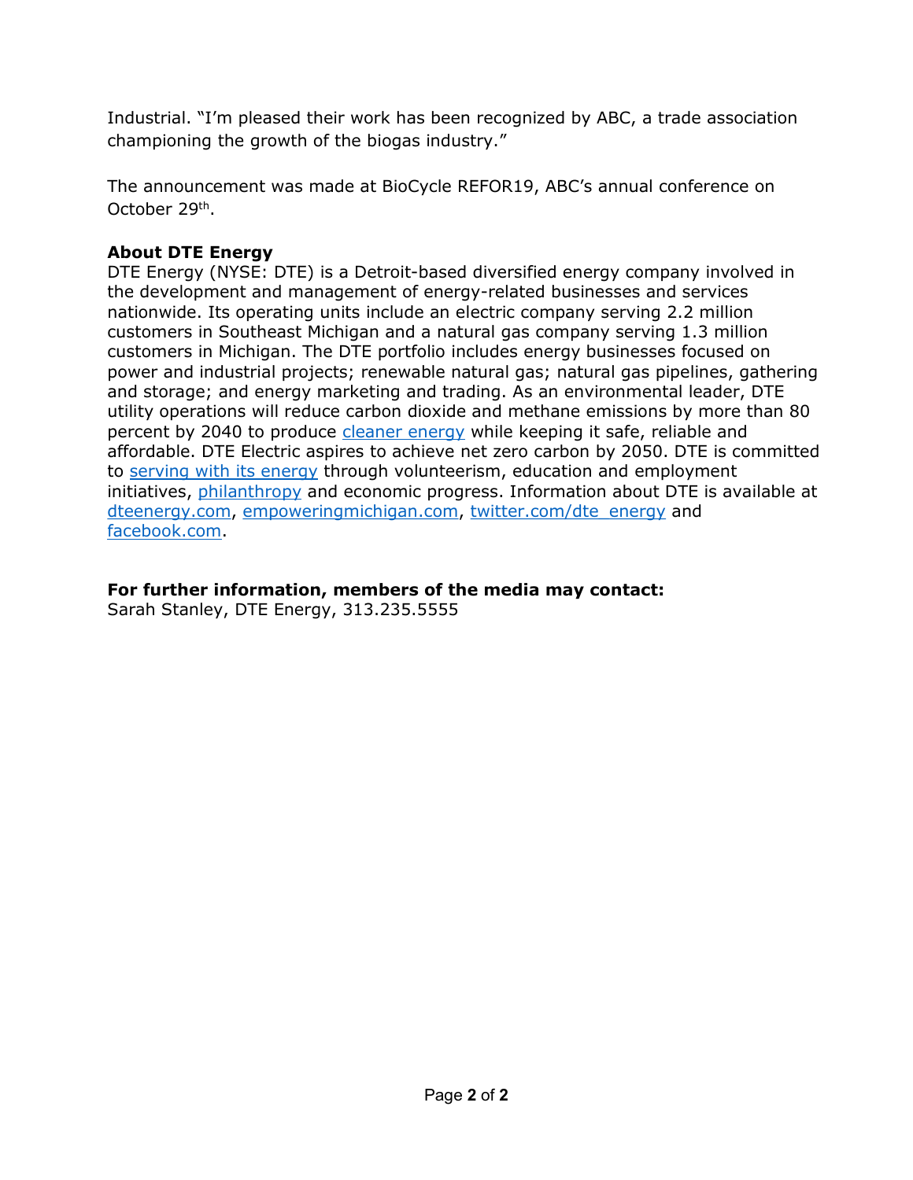Industrial. "I'm pleased their work has been recognized by ABC, a trade association championing the growth of the biogas industry."

The announcement was made at BioCycle REFOR19, ABC's annual conference on October 29th.

**About DTE Energy**
DTE Energy (NYSE: DTE) is a Detroit-based diversified energy company involved in the development and management of energy-related businesses and services nationwide. Its operating units include an electric company serving 2.2 million customers in Southeast Michigan and a natural gas company serving 1.3 million customers in Michigan. The DTE portfolio includes energy businesses focused on power and industrial projects; renewable natural gas; natural gas pipelines, gathering and storage; and energy marketing and trading. As an environmental leader, DTE utility operations will reduce carbon dioxide and methane emissions by more than 80 percent by 2040 to produce cleaner energy while keeping it safe, reliable and affordable. DTE Electric aspires to achieve net zero carbon by 2050. DTE is committed to serving with its energy through volunteerism, education and employment initiatives, philanthropy and economic progress. Information about DTE is available at dteenergy.com, empoweringmichigan.com, twitter.com/dte_energy and facebook.com.

**For further information, members of the media may contact:**
Sarah Stanley, DTE Energy, 313.235.5555